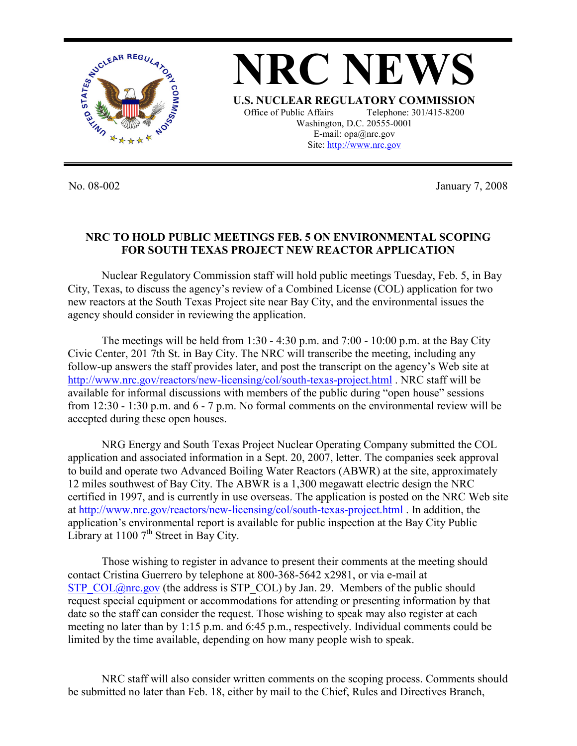# NRC NEWS

**U.S. NUCLEAR REGULATORY COMMISSION**

Office of Public Affairs Telephone: 301/415-8200
Washington, D.C. 20555-0001
E-mail: opa@nrc.gov
Site: http://www.nrc.gov

No. 08-002 January 7, 2008

## NRC TO HOLD PUBLIC MEETINGS FEB. 5 ON ENVIRONMENTAL SCOPING FOR SOUTH TEXAS PROJECT NEW REACTOR APPLICATION

Nuclear Regulatory Commission staff will hold public meetings Tuesday, Feb. 5, in Bay City, Texas, to discuss the agency's review of a Combined License (COL) application for two new reactors at the South Texas Project site near Bay City, and the environmental issues the agency should consider in reviewing the application.

The meetings will be held from 1:30 - 4:30 p.m. and 7:00 - 10:00 p.m. at the Bay City Civic Center, 201 7th St. in Bay City. The NRC will transcribe the meeting, including any follow-up answers the staff provides later, and post the transcript on the agency's Web site at http://www.nrc.gov/reactors/new-licensing/col/south-texas-project.html . NRC staff will be available for informal discussions with members of the public during "open house" sessions from 12:30 - 1:30 p.m. and 6 - 7 p.m. No formal comments on the environmental review will be accepted during these open houses.

NRG Energy and South Texas Project Nuclear Operating Company submitted the COL application and associated information in a Sept. 20, 2007, letter. The companies seek approval to build and operate two Advanced Boiling Water Reactors (ABWR) at the site, approximately 12 miles southwest of Bay City. The ABWR is a 1,300 megawatt electric design the NRC certified in 1997, and is currently in use overseas. The application is posted on the NRC Web site at http://www.nrc.gov/reactors/new-licensing/col/south-texas-project.html . In addition, the application's environmental report is available for public inspection at the Bay City Public Library at 1100 7th Street in Bay City.

Those wishing to register in advance to present their comments at the meeting should contact Cristina Guerrero by telephone at 800-368-5642 x2981, or via e-mail at STP_COL@nrc.gov (the address is STP_COL) by Jan. 29. Members of the public should request special equipment or accommodations for attending or presenting information by that date so the staff can consider the request. Those wishing to speak may also register at each meeting no later than by 1:15 p.m. and 6:45 p.m., respectively. Individual comments could be limited by the time available, depending on how many people wish to speak.

NRC staff will also consider written comments on the scoping process. Comments should be submitted no later than Feb. 18, either by mail to the Chief, Rules and Directives Branch,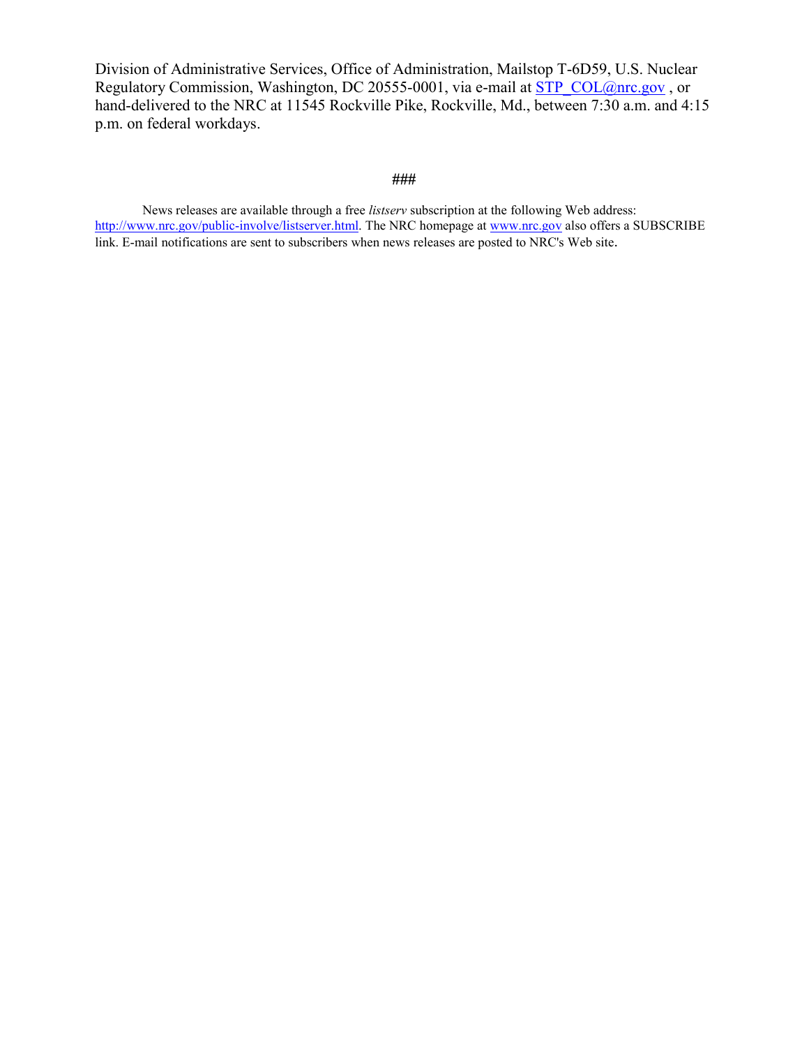Division of Administrative Services, Office of Administration, Mailstop T-6D59, U.S. Nuclear Regulatory Commission, Washington, DC 20555-0001, via e-mail at STP_COL@nrc.gov , or hand-delivered to the NRC at 11545 Rockville Pike, Rockville, Md., between 7:30 a.m. and 4:15 p.m. on federal workdays.

###

News releases are available through a free *listserv* subscription at the following Web address: http://www.nrc.gov/public-involve/listserver.html. The NRC homepage at www.nrc.gov also offers a SUBSCRIBE link. E-mail notifications are sent to subscribers when news releases are posted to NRC's Web site.